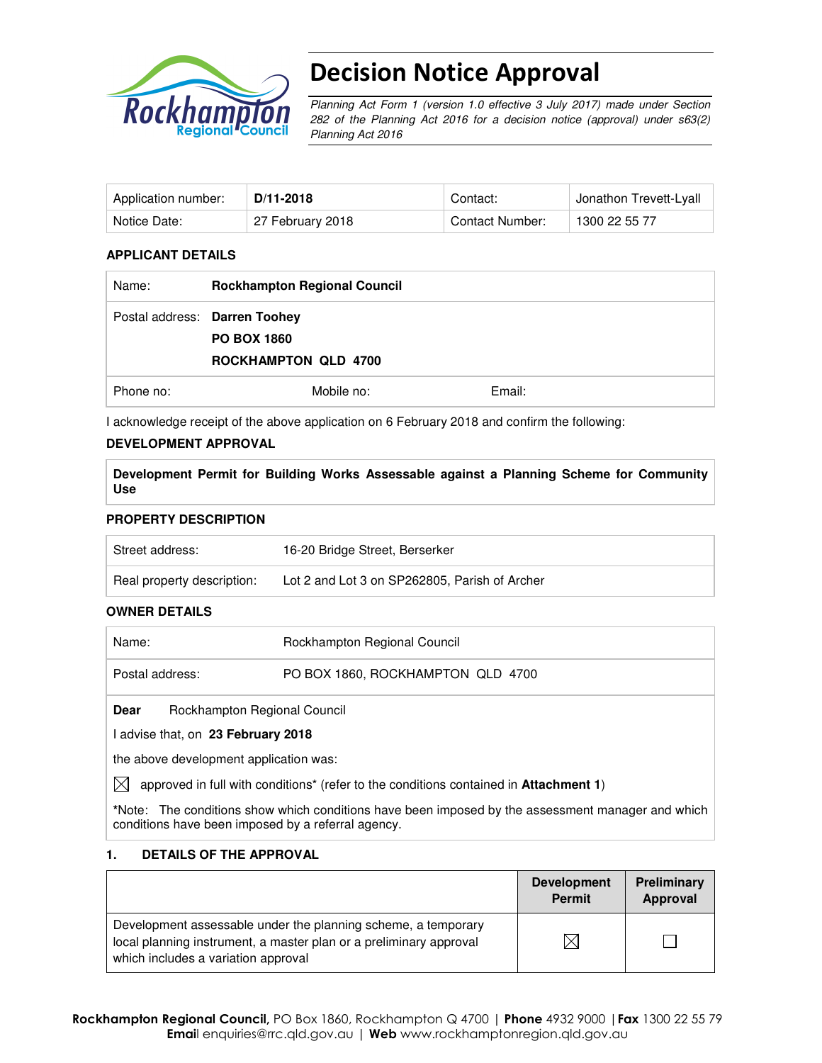# Decision Notice Approval

*Planning Act Form 1 (version 1.0 effective 3 July 2017) made under Section 282 of the Planning Act 2016 for a decision notice (approval) under s63(2) Planning Act 2016*

| Application number: | **D/11-2018** | Contact: | Jonathon Trevett-Lyall |
|---|---|---|---|
| Notice Date: | 27 February 2018 | Contact Number: | 1300 22 55 77 |

### APPLICANT DETAILS

| | |
|---|---|
| Name: | **Rockhampton Regional Council** |
| Postal address: | **Darren Toohey**<br>**PO BOX 1860**<br>**ROCKHAMPTON QLD 4700** |
| Phone no: Mobile no: Email: | |

I acknowledge receipt of the above application on 6 February 2018 and confirm the following:

### DEVELOPMENT APPROVAL

**Development Permit for Building Works Assessable against a Planning Scheme for Community Use**

### PROPERTY DESCRIPTION

| | |
|---|---|
| Street address: | 16-20 Bridge Street, Berserker |
| Real property description: | Lot 2 and Lot 3 on SP262805, Parish of Archer |

### OWNER DETAILS

| | |
|---|---|
| Name: | Rockhampton Regional Council |
| Postal address: | PO BOX 1860, ROCKHAMPTON QLD 4700 |

**Dear** Rockhampton Regional Council

I advise that, on **23 February 2018**

the above development application was:

☒ approved in full with conditions* (refer to the conditions contained in **Attachment 1**)

***Note:** The conditions show which conditions have been imposed by the assessment manager and which conditions have been imposed by a referral agency.

### 1. DETAILS OF THE APPROVAL

| | Development Permit | Preliminary Approval |
|---|---|---|
| Development assessable under the planning scheme, a temporary local planning instrument, a master plan or a preliminary approval which includes a variation approval | ☒ | ☐ |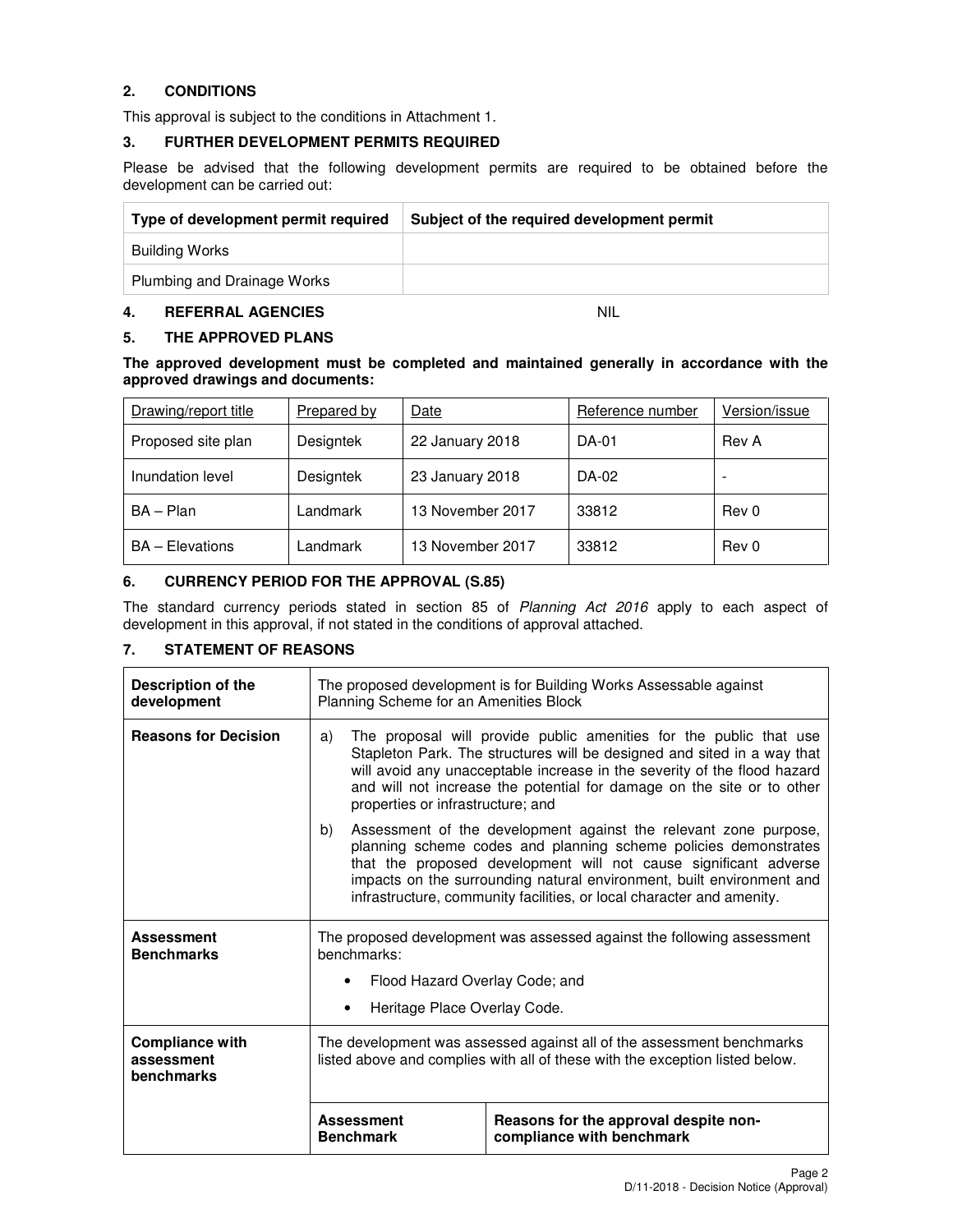## 2. CONDITIONS

This approval is subject to the conditions in Attachment 1.

## 3. FURTHER DEVELOPMENT PERMITS REQUIRED

Please be advised that the following development permits are required to be obtained before the development can be carried out:

| Type of development permit required | Subject of the required development permit |
|---|---|
| Building Works | |
| Plumbing and Drainage Works | |

## 4. REFERRAL AGENCIES

NIL

## 5. THE APPROVED PLANS

**The approved development must be completed and maintained generally in accordance with the approved drawings and documents:**

| Drawing/report title | Prepared by | Date | Reference number | Version/issue |
|---|---|---|---|---|
| Proposed site plan | Designtek | 22 January 2018 | DA-01 | Rev A |
| Inundation level | Designtek | 23 January 2018 | DA-02 | - |
| BA – Plan | Landmark | 13 November 2017 | 33812 | Rev 0 |
| BA – Elevations | Landmark | 13 November 2017 | 33812 | Rev 0 |

## 6. CURRENCY PERIOD FOR THE APPROVAL (S.85)

The standard currency periods stated in section 85 of *Planning Act 2016* apply to each aspect of development in this approval, if not stated in the conditions of approval attached.

## 7. STATEMENT OF REASONS

| | | |
|---|---|---|
| **Description of the development** | The proposed development is for Building Works Assessable against Planning Scheme for an Amenities Block | |
| **Reasons for Decision** | a) The proposal will provide public amenities for the public that use Stapleton Park. The structures will be designed and sited in a way that will avoid any unacceptable increase in the severity of the flood hazard and will not increase the potential for damage on the site or to other properties or infrastructure; and<br><br>b) Assessment of the development against the relevant zone purpose, planning scheme codes and planning scheme policies demonstrates that the proposed development will not cause significant adverse impacts on the surrounding natural environment, built environment and infrastructure, community facilities, or local character and amenity. | |
| **Assessment Benchmarks** | The proposed development was assessed against the following assessment benchmarks:<br><br>• Flood Hazard Overlay Code; and<br>• Heritage Place Overlay Code. | |
| **Compliance with assessment benchmarks** | The development was assessed against all of the assessment benchmarks listed above and complies with all of these with the exception listed below. | |
| | **Assessment Benchmark** | **Reasons for the approval despite non-compliance with benchmark** |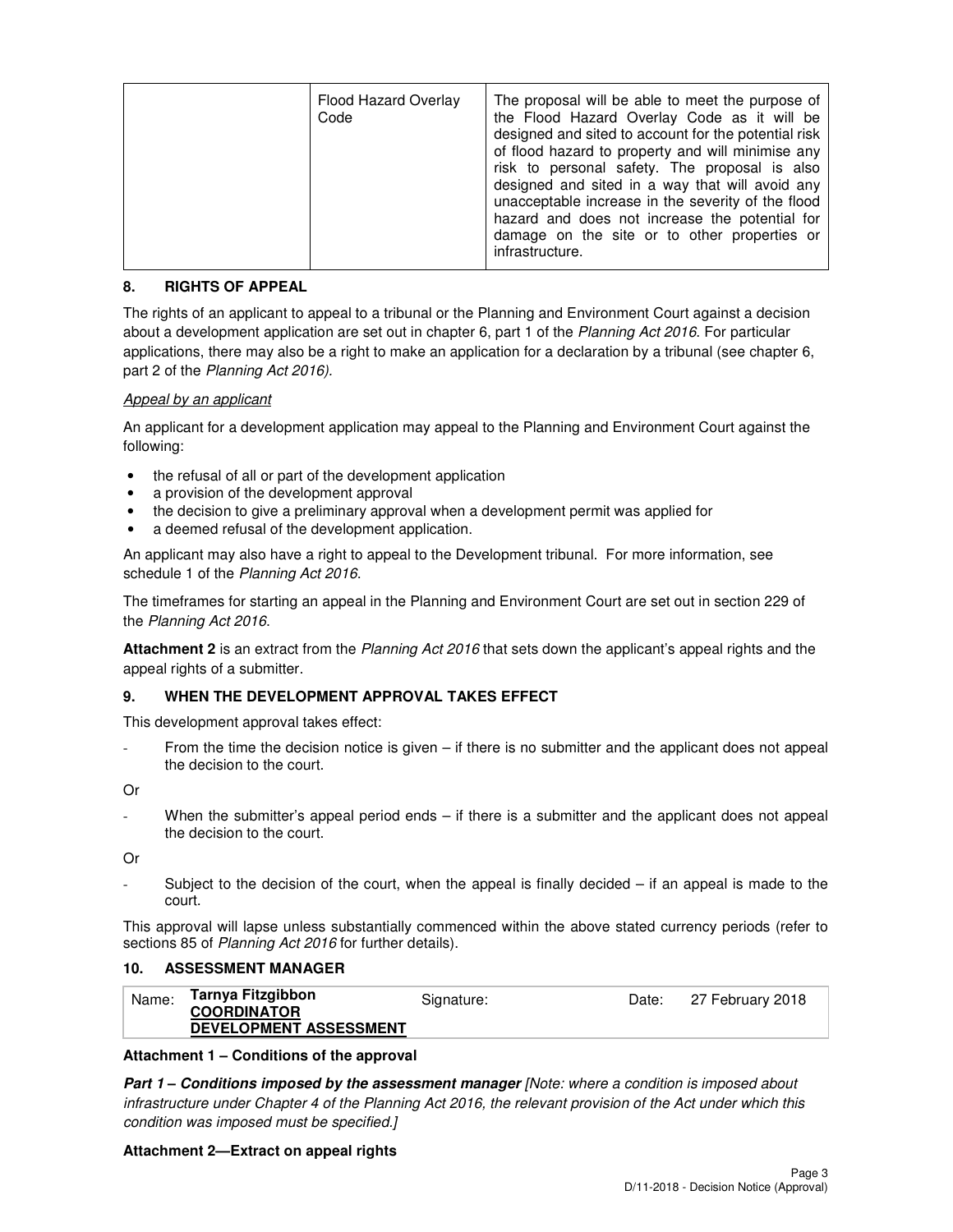| | Flood Hazard Overlay Code | The proposal will be able to meet the purpose of the Flood Hazard Overlay Code as it will be designed and sited to account for the potential risk of flood hazard to property and will minimise any risk to personal safety. The proposal is also designed and sited in a way that will avoid any unacceptable increase in the severity of the flood hazard and does not increase the potential for damage on the site or to other properties or infrastructure. |
|---|---|---|

## 8. RIGHTS OF APPEAL

The rights of an applicant to appeal to a tribunal or the Planning and Environment Court against a decision about a development application are set out in chapter 6, part 1 of the *Planning Act 2016*. For particular applications, there may also be a right to make an application for a declaration by a tribunal (see chapter 6, part 2 of the *Planning Act 2016).*

*Appeal by an applicant*

An applicant for a development application may appeal to the Planning and Environment Court against the following:

- the refusal of all or part of the development application
- a provision of the development approval
- the decision to give a preliminary approval when a development permit was applied for
- a deemed refusal of the development application.

An applicant may also have a right to appeal to the Development tribunal. For more information, see schedule 1 of the *Planning Act 2016*.

The timeframes for starting an appeal in the Planning and Environment Court are set out in section 229 of the *Planning Act 2016*.

**Attachment 2** is an extract from the *Planning Act 2016* that sets down the applicant's appeal rights and the appeal rights of a submitter.

## 9. WHEN THE DEVELOPMENT APPROVAL TAKES EFFECT

This development approval takes effect:

- From the time the decision notice is given – if there is no submitter and the applicant does not appeal the decision to the court.

Or

- When the submitter's appeal period ends – if there is a submitter and the applicant does not appeal the decision to the court.

Or

- Subject to the decision of the court, when the appeal is finally decided – if an appeal is made to the court.

This approval will lapse unless substantially commenced within the above stated currency periods (refer to sections 85 of *Planning Act 2016* for further details).

## 10. ASSESSMENT MANAGER

| Name: | **Tarnya Fitzgibbon** **COORDINATOR DEVELOPMENT ASSESSMENT** | Signature: | | Date: | 27 February 2018 |
|---|---|---|---|---|---|

**Attachment 1 – Conditions of the approval**

***Part 1 – Conditions imposed by the assessment manager*** *[Note: where a condition is imposed about infrastructure under Chapter 4 of the Planning Act 2016, the relevant provision of the Act under which this condition was imposed must be specified.]*

**Attachment 2—Extract on appeal rights**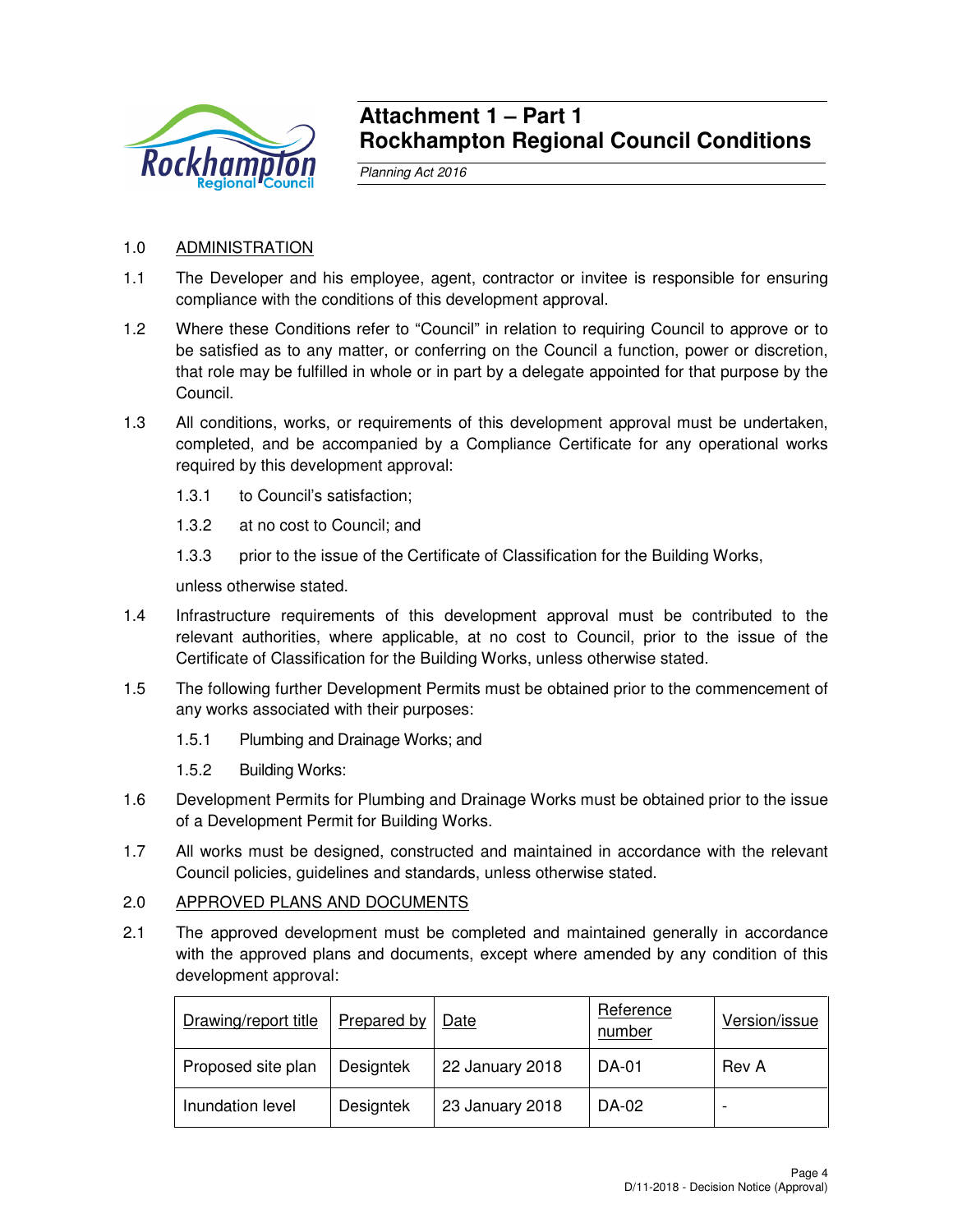# Attachment 1 – Part 1
# Rockhampton Regional Council Conditions

*Planning Act 2016*

1.0 ADMINISTRATION

1.1 The Developer and his employee, agent, contractor or invitee is responsible for ensuring compliance with the conditions of this development approval.

1.2 Where these Conditions refer to "Council" in relation to requiring Council to approve or to be satisfied as to any matter, or conferring on the Council a function, power or discretion, that role may be fulfilled in whole or in part by a delegate appointed for that purpose by the Council.

1.3 All conditions, works, or requirements of this development approval must be undertaken, completed, and be accompanied by a Compliance Certificate for any operational works required by this development approval:

1.3.1 to Council's satisfaction;

1.3.2 at no cost to Council; and

1.3.3 prior to the issue of the Certificate of Classification for the Building Works,

unless otherwise stated.

1.4 Infrastructure requirements of this development approval must be contributed to the relevant authorities, where applicable, at no cost to Council, prior to the issue of the Certificate of Classification for the Building Works, unless otherwise stated.

1.5 The following further Development Permits must be obtained prior to the commencement of any works associated with their purposes:

1.5.1 Plumbing and Drainage Works; and

1.5.2 Building Works:

1.6 Development Permits for Plumbing and Drainage Works must be obtained prior to the issue of a Development Permit for Building Works.

1.7 All works must be designed, constructed and maintained in accordance with the relevant Council policies, guidelines and standards, unless otherwise stated.

2.0 APPROVED PLANS AND DOCUMENTS

2.1 The approved development must be completed and maintained generally in accordance with the approved plans and documents, except where amended by any condition of this development approval:

| Drawing/report title | Prepared by | Date | Reference number | Version/issue |
|---|---|---|---|---|
| Proposed site plan | Designtek | 22 January 2018 | DA-01 | Rev A |
| Inundation level | Designtek | 23 January 2018 | DA-02 | - |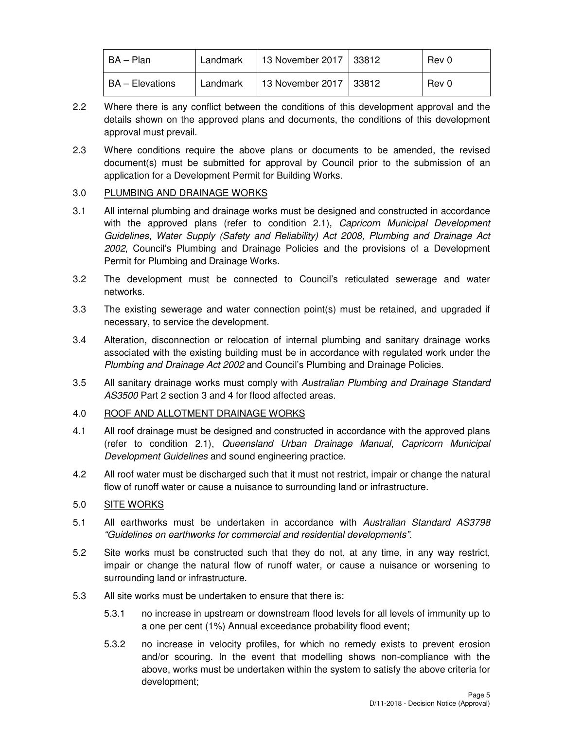| BA – Plan | Landmark | 13 November 2017 | 33812 | Rev 0 |
|---|---|---|---|---|
| BA – Elevations | Landmark | 13 November 2017 | 33812 | Rev 0 |

2.2 Where there is any conflict between the conditions of this development approval and the details shown on the approved plans and documents, the conditions of this development approval must prevail.

2.3 Where conditions require the above plans or documents to be amended, the revised document(s) must be submitted for approval by Council prior to the submission of an application for a Development Permit for Building Works.

3.0 PLUMBING AND DRAINAGE WORKS

3.1 All internal plumbing and drainage works must be designed and constructed in accordance with the approved plans (refer to condition 2.1), *Capricorn Municipal Development Guidelines*, *Water Supply (Safety and Reliability) Act 2008, Plumbing and Drainage Act 2002*, Council's Plumbing and Drainage Policies and the provisions of a Development Permit for Plumbing and Drainage Works.

3.2 The development must be connected to Council's reticulated sewerage and water networks.

3.3 The existing sewerage and water connection point(s) must be retained, and upgraded if necessary, to service the development.

3.4 Alteration, disconnection or relocation of internal plumbing and sanitary drainage works associated with the existing building must be in accordance with regulated work under the *Plumbing and Drainage Act 2002* and Council's Plumbing and Drainage Policies.

3.5 All sanitary drainage works must comply with *Australian Plumbing and Drainage Standard AS3500* Part 2 section 3 and 4 for flood affected areas.

4.0 ROOF AND ALLOTMENT DRAINAGE WORKS

4.1 All roof drainage must be designed and constructed in accordance with the approved plans (refer to condition 2.1), *Queensland Urban Drainage Manual*, *Capricorn Municipal Development Guidelines* and sound engineering practice.

4.2 All roof water must be discharged such that it must not restrict, impair or change the natural flow of runoff water or cause a nuisance to surrounding land or infrastructure.

5.0 SITE WORKS

5.1 All earthworks must be undertaken in accordance with *Australian Standard AS3798 "Guidelines on earthworks for commercial and residential developments".*

5.2 Site works must be constructed such that they do not, at any time, in any way restrict, impair or change the natural flow of runoff water, or cause a nuisance or worsening to surrounding land or infrastructure.

5.3 All site works must be undertaken to ensure that there is:

5.3.1 no increase in upstream or downstream flood levels for all levels of immunity up to a one per cent (1%) Annual exceedance probability flood event;

5.3.2 no increase in velocity profiles, for which no remedy exists to prevent erosion and/or scouring. In the event that modelling shows non-compliance with the above, works must be undertaken within the system to satisfy the above criteria for development;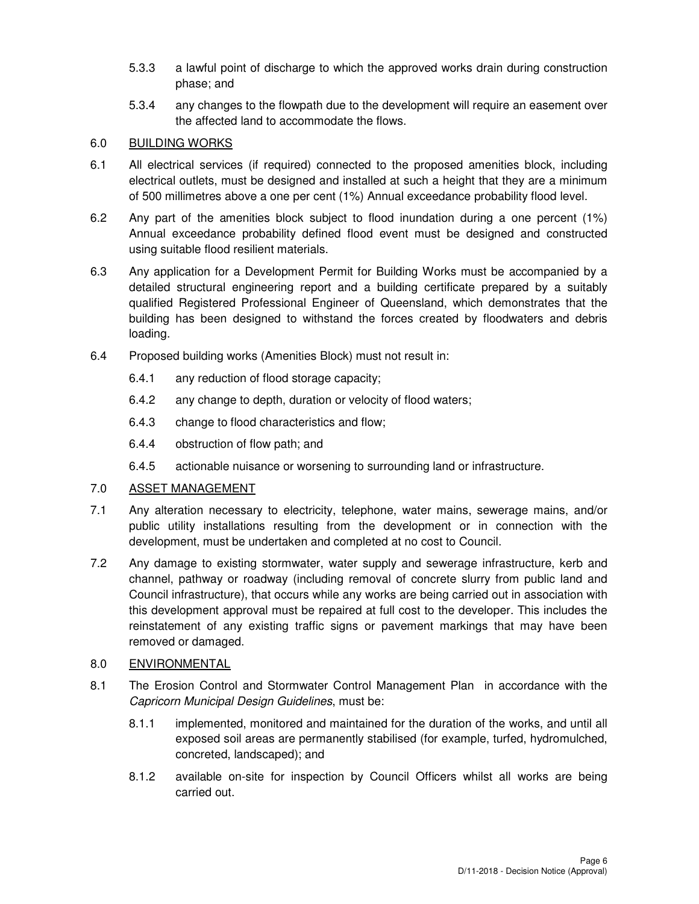5.3.3 a lawful point of discharge to which the approved works drain during construction phase; and

5.3.4 any changes to the flowpath due to the development will require an easement over the affected land to accommodate the flows.

## 6.0 BUILDING WORKS

6.1 All electrical services (if required) connected to the proposed amenities block, including electrical outlets, must be designed and installed at such a height that they are a minimum of 500 millimetres above a one per cent (1%) Annual exceedance probability flood level.

6.2 Any part of the amenities block subject to flood inundation during a one percent (1%) Annual exceedance probability defined flood event must be designed and constructed using suitable flood resilient materials.

6.3 Any application for a Development Permit for Building Works must be accompanied by a detailed structural engineering report and a building certificate prepared by a suitably qualified Registered Professional Engineer of Queensland, which demonstrates that the building has been designed to withstand the forces created by floodwaters and debris loading.

6.4 Proposed building works (Amenities Block) must not result in:

6.4.1 any reduction of flood storage capacity;

6.4.2 any change to depth, duration or velocity of flood waters;

6.4.3 change to flood characteristics and flow;

6.4.4 obstruction of flow path; and

6.4.5 actionable nuisance or worsening to surrounding land or infrastructure.

## 7.0 ASSET MANAGEMENT

7.1 Any alteration necessary to electricity, telephone, water mains, sewerage mains, and/or public utility installations resulting from the development or in connection with the development, must be undertaken and completed at no cost to Council.

7.2 Any damage to existing stormwater, water supply and sewerage infrastructure, kerb and channel, pathway or roadway (including removal of concrete slurry from public land and Council infrastructure), that occurs while any works are being carried out in association with this development approval must be repaired at full cost to the developer. This includes the reinstatement of any existing traffic signs or pavement markings that may have been removed or damaged.

## 8.0 ENVIRONMENTAL

8.1 The Erosion Control and Stormwater Control Management Plan in accordance with the *Capricorn Municipal Design Guidelines*, must be:

8.1.1 implemented, monitored and maintained for the duration of the works, and until all exposed soil areas are permanently stabilised (for example, turfed, hydromulched, concreted, landscaped); and

8.1.2 available on-site for inspection by Council Officers whilst all works are being carried out.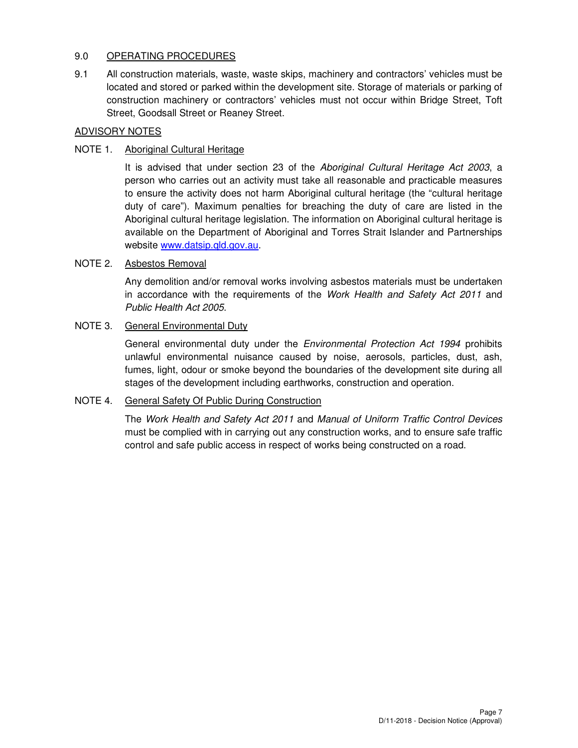## 9.0 OPERATING PROCEDURES

9.1 All construction materials, waste, waste skips, machinery and contractors' vehicles must be located and stored or parked within the development site. Storage of materials or parking of construction machinery or contractors' vehicles must not occur within Bridge Street, Toft Street, Goodsall Street or Reaney Street.

## ADVISORY NOTES

### NOTE 1. Aboriginal Cultural Heritage

It is advised that under section 23 of the *Aboriginal Cultural Heritage Act 2003*, a person who carries out an activity must take all reasonable and practicable measures to ensure the activity does not harm Aboriginal cultural heritage (the "cultural heritage duty of care"). Maximum penalties for breaching the duty of care are listed in the Aboriginal cultural heritage legislation. The information on Aboriginal cultural heritage is available on the Department of Aboriginal and Torres Strait Islander and Partnerships website [www.datsip.qld.gov.au](http://www.datsip.qld.gov.au).

### NOTE 2. Asbestos Removal

Any demolition and/or removal works involving asbestos materials must be undertaken in accordance with the requirements of the *Work Health and Safety Act 2011* and *Public Health Act 2005*.

### NOTE 3. General Environmental Duty

General environmental duty under the *Environmental Protection Act 1994* prohibits unlawful environmental nuisance caused by noise, aerosols, particles, dust, ash, fumes, light, odour or smoke beyond the boundaries of the development site during all stages of the development including earthworks, construction and operation.

### NOTE 4. General Safety Of Public During Construction

The *Work Health and Safety Act 2011* and *Manual of Uniform Traffic Control Devices* must be complied with in carrying out any construction works, and to ensure safe traffic control and safe public access in respect of works being constructed on a road.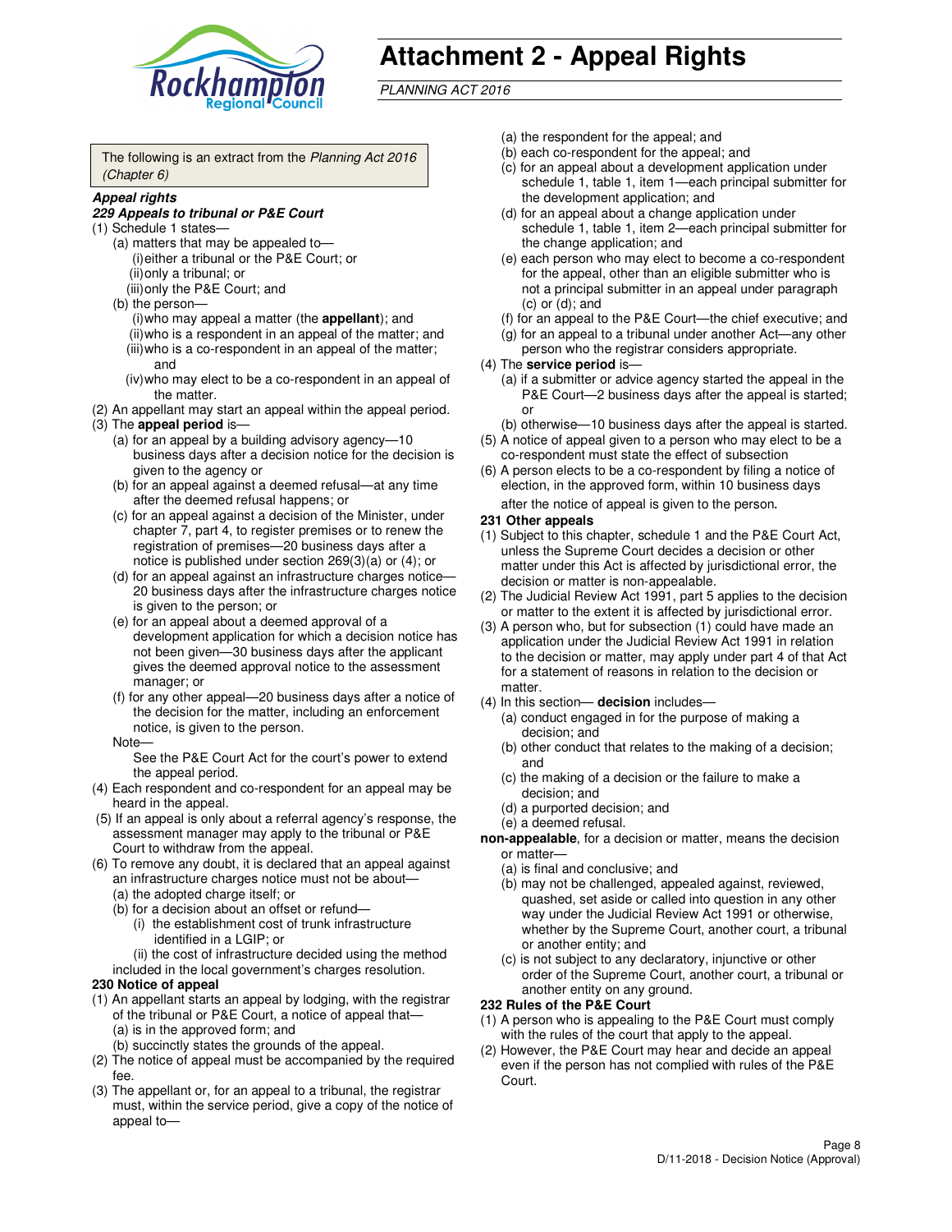# Attachment 2 - Appeal Rights

*PLANNING ACT 2016*

The following is an extract from the *Planning Act 2016 (Chapter 6)*

***Appeal rights***

***229 Appeals to tribunal or P&E Court***

(1) Schedule 1 states—

(a) matters that may be appealed to—

(i) either a tribunal or the P&E Court; or

(ii) only a tribunal; or

(iii) only the P&E Court; and

(b) the person—

(i) who may appeal a matter (the **appellant**); and

(ii) who is a respondent in an appeal of the matter; and

(iii) who is a co-respondent in an appeal of the matter; and

(iv) who may elect to be a co-respondent in an appeal of the matter.

(2) An appellant may start an appeal within the appeal period.

(3) The **appeal period** is—

(a) for an appeal by a building advisory agency—10 business days after a decision notice for the decision is given to the agency or

(b) for an appeal against a deemed refusal—at any time after the deemed refusal happens; or

(c) for an appeal against a decision of the Minister, under chapter 7, part 4, to register premises or to renew the registration of premises—20 business days after a notice is published under section 269(3)(a) or (4); or

(d) for an appeal against an infrastructure charges notice—20 business days after the infrastructure charges notice is given to the person; or

(e) for an appeal about a deemed approval of a development application for which a decision notice has not been given—30 business days after the applicant gives the deemed approval notice to the assessment manager; or

(f) for any other appeal—20 business days after a notice of the decision for the matter, including an enforcement notice, is given to the person.

Note—

See the P&E Court Act for the court's power to extend the appeal period.

(4) Each respondent and co-respondent for an appeal may be heard in the appeal.

(5) If an appeal is only about a referral agency's response, the assessment manager may apply to the tribunal or P&E Court to withdraw from the appeal.

(6) To remove any doubt, it is declared that an appeal against an infrastructure charges notice must not be about—

(a) the adopted charge itself; or

(b) for a decision about an offset or refund—

(i) the establishment cost of trunk infrastructure identified in a LGIP; or

(ii) the cost of infrastructure decided using the method included in the local government's charges resolution.

**230 Notice of appeal**

(1) An appellant starts an appeal by lodging, with the registrar of the tribunal or P&E Court, a notice of appeal that—

(a) is in the approved form; and

(b) succinctly states the grounds of the appeal.

(2) The notice of appeal must be accompanied by the required fee.

(3) The appellant or, for an appeal to a tribunal, the registrar must, within the service period, give a copy of the notice of appeal to—

(a) the respondent for the appeal; and

(b) each co-respondent for the appeal; and

(c) for an appeal about a development application under schedule 1, table 1, item 1—each principal submitter for the development application; and

(d) for an appeal about a change application under schedule 1, table 1, item 2—each principal submitter for the change application; and

(e) each person who may elect to become a co-respondent for the appeal, other than an eligible submitter who is not a principal submitter in an appeal under paragraph (c) or (d); and

(f) for an appeal to the P&E Court—the chief executive; and

(g) for an appeal to a tribunal under another Act—any other person who the registrar considers appropriate.

(4) The **service period** is—

(a) if a submitter or advice agency started the appeal in the P&E Court—2 business days after the appeal is started; or

(b) otherwise—10 business days after the appeal is started.

(5) A notice of appeal given to a person who may elect to be a co-respondent must state the effect of subsection

(6) A person elects to be a co-respondent by filing a notice of election, in the approved form, within 10 business days after the notice of appeal is given to the person.

**231 Other appeals**

(1) Subject to this chapter, schedule 1 and the P&E Court Act, unless the Supreme Court decides a decision or other matter under this Act is affected by jurisdictional error, the decision or matter is non-appealable.

(2) The Judicial Review Act 1991, part 5 applies to the decision or matter to the extent it is affected by jurisdictional error.

(3) A person who, but for subsection (1) could have made an application under the Judicial Review Act 1991 in relation to the decision or matter, may apply under part 4 of that Act for a statement of reasons in relation to the decision or matter.

(4) In this section— **decision** includes—

(a) conduct engaged in for the purpose of making a decision; and

(b) other conduct that relates to the making of a decision; and

(c) the making of a decision or the failure to make a decision; and

(d) a purported decision; and

(e) a deemed refusal.

**non-appealable**, for a decision or matter, means the decision or matter—

(a) is final and conclusive; and

(b) may not be challenged, appealed against, reviewed, quashed, set aside or called into question in any other way under the Judicial Review Act 1991 or otherwise, whether by the Supreme Court, another court, a tribunal or another entity; and

(c) is not subject to any declaratory, injunctive or other order of the Supreme Court, another court, a tribunal or another entity on any ground.

**232 Rules of the P&E Court**

(1) A person who is appealing to the P&E Court must comply with the rules of the court that apply to the appeal.

(2) However, the P&E Court may hear and decide an appeal even if the person has not complied with rules of the P&E Court.

D/11-2018 - Decision Notice (Approval)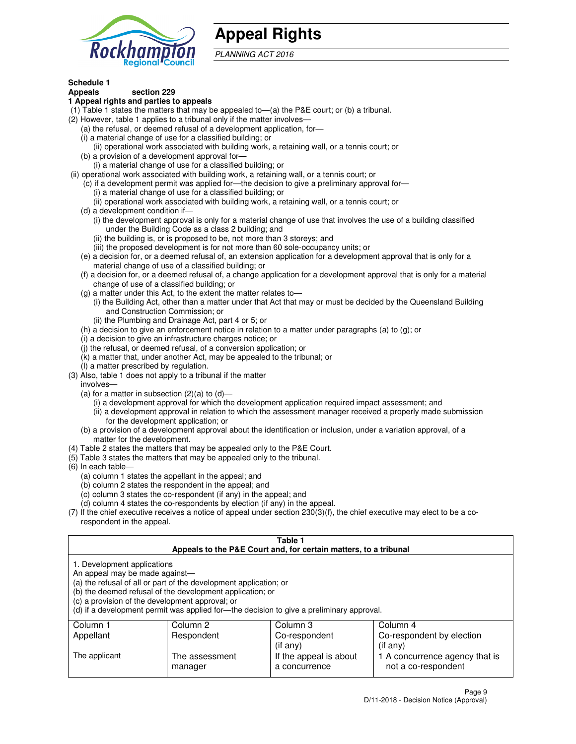# Appeal Rights

*PLANNING ACT 2016*

**Schedule 1**
**Appeals section 229**
**1 Appeal rights and parties to appeals**

(1) Table 1 states the matters that may be appealed to—(a) the P&E court; or (b) a tribunal.

(2) However, table 1 applies to a tribunal only if the matter involves—

- (a) the refusal, or deemed refusal of a development application, for—
  - (i) a material change of use for a classified building; or
  - (ii) operational work associated with building work, a retaining wall, or a tennis court; or
- (b) a provision of a development approval for—
  - (i) a material change of use for a classified building; or
  - (ii) operational work associated with building work, a retaining wall, or a tennis court; or
- (c) if a development permit was applied for—the decision to give a preliminary approval for—
  - (i) a material change of use for a classified building; or
  - (ii) operational work associated with building work, a retaining wall, or a tennis court; or
- (d) a development condition if—
  - (i) the development approval is only for a material change of use that involves the use of a building classified under the Building Code as a class 2 building; and
  - (ii) the building is, or is proposed to be, not more than 3 storeys; and
  - (iii) the proposed development is for not more than 60 sole-occupancy units; or
- (e) a decision for, or a deemed refusal of, an extension application for a development approval that is only for a material change of use of a classified building; or
- (f) a decision for, or a deemed refusal of, a change application for a development approval that is only for a material change of use of a classified building; or
- (g) a matter under this Act, to the extent the matter relates to—
  - (i) the Building Act, other than a matter under that Act that may or must be decided by the Queensland Building and Construction Commission; or
  - (ii) the Plumbing and Drainage Act, part 4 or 5; or
- (h) a decision to give an enforcement notice in relation to a matter under paragraphs (a) to (g); or
- (i) a decision to give an infrastructure charges notice; or
- (j) the refusal, or deemed refusal, of a conversion application; or
- (k) a matter that, under another Act, may be appealed to the tribunal; or
- (l) a matter prescribed by regulation.

(3) Also, table 1 does not apply to a tribunal if the matter involves—

- (a) for a matter in subsection (2)(a) to (d)—
  - (i) a development approval for which the development application required impact assessment; and
  - (ii) a development approval in relation to which the assessment manager received a properly made submission for the development application; or
- (b) a provision of a development approval about the identification or inclusion, under a variation approval, of a matter for the development.

(4) Table 2 states the matters that may be appealed only to the P&E Court.

(5) Table 3 states the matters that may be appealed only to the tribunal.

(6) In each table—

- (a) column 1 states the appellant in the appeal; and
- (b) column 2 states the respondent in the appeal; and
- (c) column 3 states the co-respondent (if any) in the appeal; and
- (d) column 4 states the co-respondents by election (if any) in the appeal.

(7) If the chief executive receives a notice of appeal under section 230(3)(f), the chief executive may elect to be a co-respondent in the appeal.

**Table 1**
**Appeals to the P&E Court and, for certain matters, to a tribunal**

1. Development applications
An appeal may be made against—
(a) the refusal of all or part of the development application; or
(b) the deemed refusal of the development application; or
(c) a provision of the development approval; or
(d) if a development permit was applied for—the decision to give a preliminary approval.

| Column 1 Appellant | Column 2 Respondent | Column 3 Co-respondent (if any) | Column 4 Co-respondent by election (if any) |
|---|---|---|---|
| The applicant | The assessment manager | If the appeal is about a concurrence | 1 A concurrence agency that is not a co-respondent |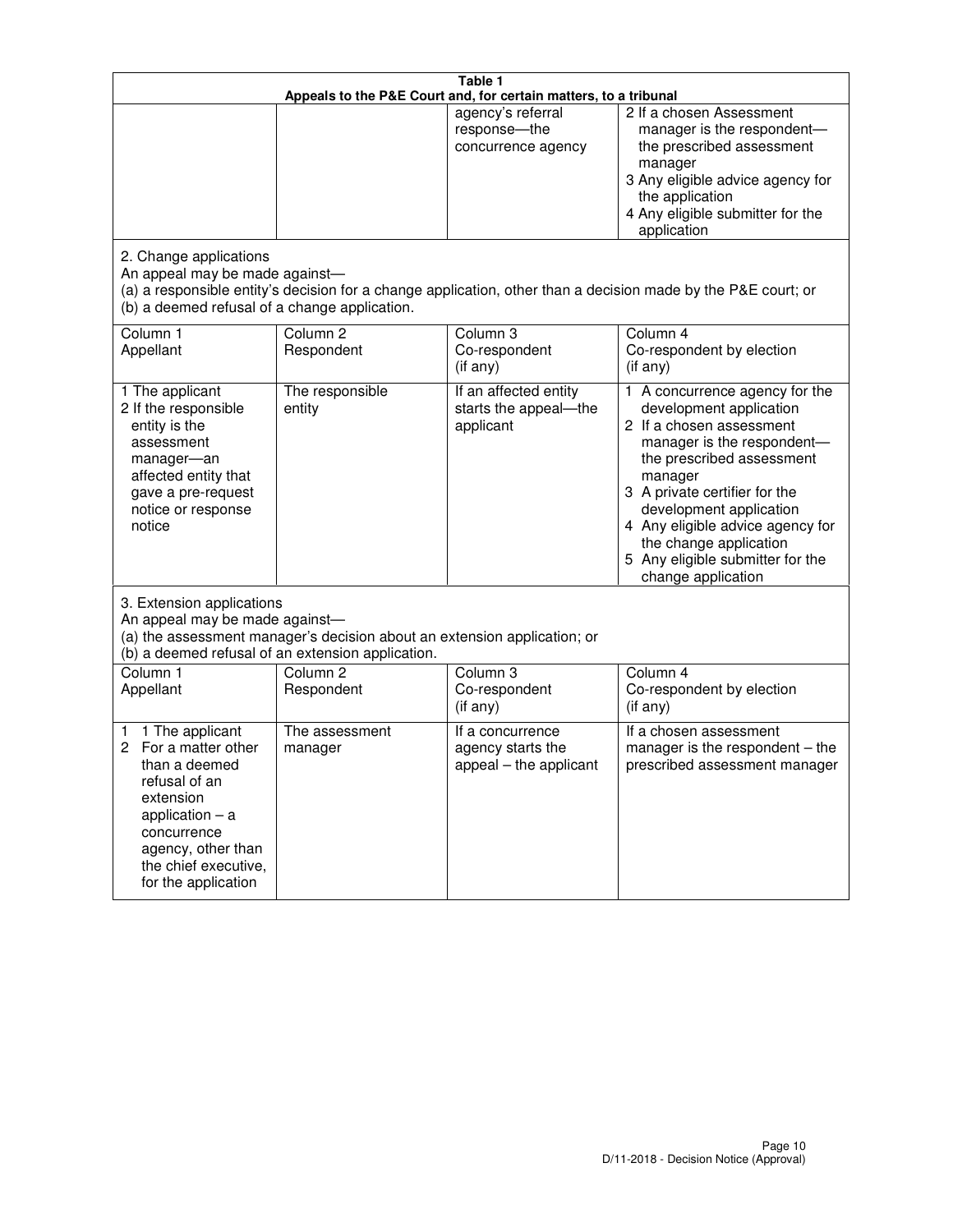**Table 1**
**Appeals to the P&E Court and, for certain matters, to a tribunal**

| | | | |
|---|---|---|---|
| | | agency's referral response—the concurrence agency | 2 If a chosen Assessment manager is the respondent—the prescribed assessment manager<br>3 Any eligible advice agency for the application<br>4 Any eligible submitter for the application |

2. Change applications

An appeal may be made against—

(a) a responsible entity's decision for a change application, other than a decision made by the P&E court; or

(b) a deemed refusal of a change application.

| Column 1<br>Appellant | Column 2<br>Respondent | Column 3<br>Co-respondent<br>(if any) | Column 4<br>Co-respondent by election<br>(if any) |
|---|---|---|---|
| 1 The applicant<br>2 If the responsible entity is the assessment manager—an affected entity that gave a pre-request notice or response notice | The responsible entity | If an affected entity starts the appeal—the applicant | 1 A concurrence agency for the development application<br>2 If a chosen assessment manager is the respondent—the prescribed assessment manager<br>3 A private certifier for the development application<br>4 Any eligible advice agency for the change application<br>5 Any eligible submitter for the change application |

3. Extension applications

An appeal may be made against—

(a) the assessment manager's decision about an extension application; or

(b) a deemed refusal of an extension application.

| Column 1<br>Appellant | Column 2<br>Respondent | Column 3<br>Co-respondent<br>(if any) | Column 4<br>Co-respondent by election<br>(if any) |
|---|---|---|---|
| 1 1 The applicant<br>2 For a matter other than a deemed refusal of an extension application – a concurrence agency, other than the chief executive, for the application | The assessment manager | If a concurrence agency starts the appeal – the applicant | If a chosen assessment manager is the respondent – the prescribed assessment manager |

D/11-2018 - Decision Notice (Approval)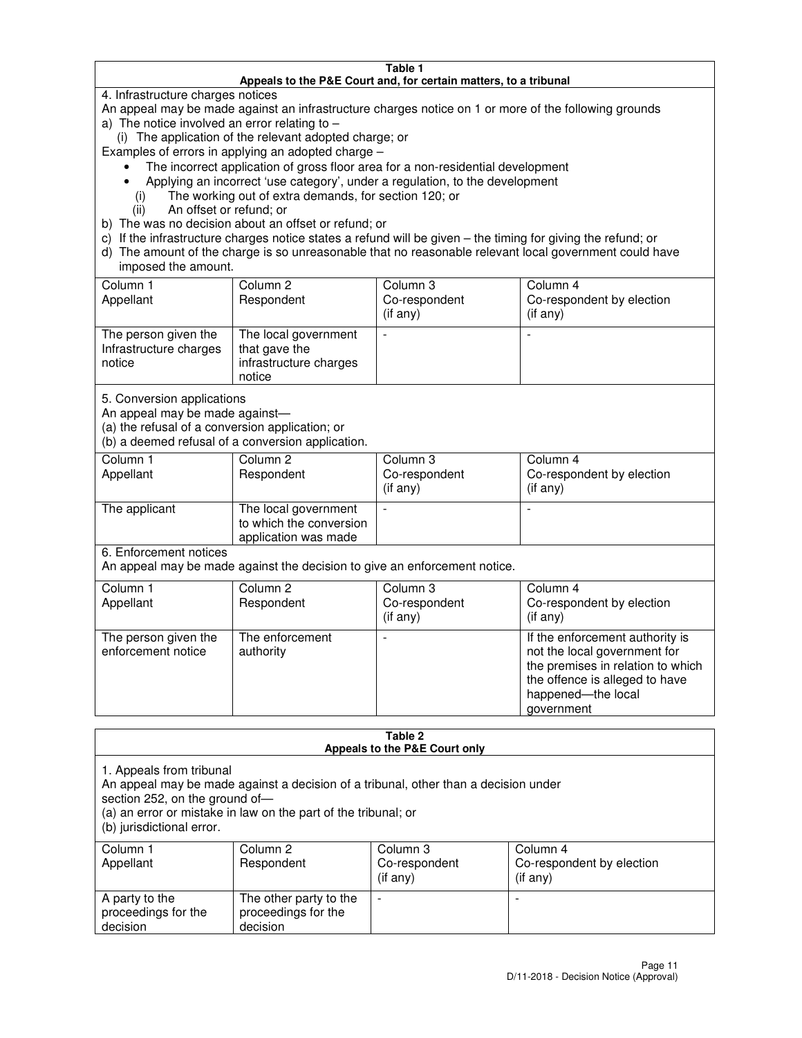**Table 1**
**Appeals to the P&E Court and, for certain matters, to a tribunal**

4. Infrastructure charges notices

An appeal may be made against an infrastructure charges notice on 1 or more of the following grounds

a) The notice involved an error relating to –
   (i) The application of the relevant adopted charge; or

Examples of errors in applying an adopted charge –

- The incorrect application of gross floor area for a non-residential development
- Applying an incorrect 'use category', under a regulation, to the development
   (i) The working out of extra demands, for section 120; or
   (ii) An offset or refund; or

b) The was no decision about an offset or refund; or

c) If the infrastructure charges notice states a refund will be given – the timing for giving the refund; or

d) The amount of the charge is so unreasonable that no reasonable relevant local government could have imposed the amount.

| Column 1 Appellant | Column 2 Respondent | Column 3 Co-respondent (if any) | Column 4 Co-respondent by election (if any) |
|---|---|---|---|
| The person given the Infrastructure charges notice | The local government that gave the infrastructure charges notice | - | - |

5. Conversion applications

An appeal may be made against—

(a) the refusal of a conversion application; or

(b) a deemed refusal of a conversion application.

| Column 1 Appellant | Column 2 Respondent | Column 3 Co-respondent (if any) | Column 4 Co-respondent by election (if any) |
|---|---|---|---|
| The applicant | The local government to which the conversion application was made | - | - |

6. Enforcement notices

An appeal may be made against the decision to give an enforcement notice.

| Column 1 Appellant | Column 2 Respondent | Column 3 Co-respondent (if any) | Column 4 Co-respondent by election (if any) |
|---|---|---|---|
| The person given the enforcement notice | The enforcement authority | - | If the enforcement authority is not the local government for the premises in relation to which the offence is alleged to have happened—the local government |

**Table 2**
**Appeals to the P&E Court only**

1. Appeals from tribunal

An appeal may be made against a decision of a tribunal, other than a decision under section 252, on the ground of—

(a) an error or mistake in law on the part of the tribunal; or

(b) jurisdictional error.

| Column 1 Appellant | Column 2 Respondent | Column 3 Co-respondent (if any) | Column 4 Co-respondent by election (if any) |
|---|---|---|---|
| A party to the proceedings for the decision | The other party to the proceedings for the decision | - | - |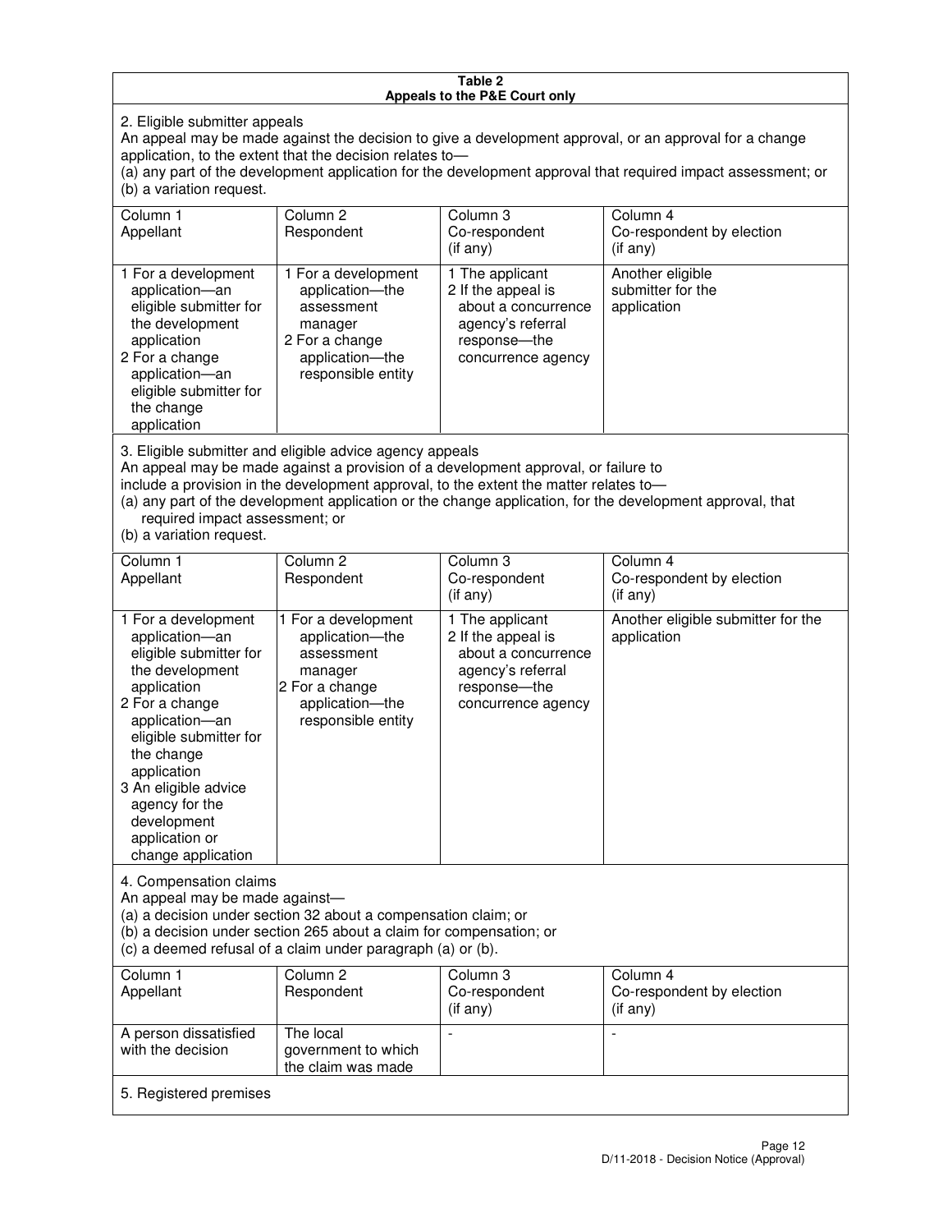**Table 2**
**Appeals to the P&E Court only**

2. Eligible submitter appeals

An appeal may be made against the decision to give a development approval, or an approval for a change application, to the extent that the decision relates to—

(a) any part of the development application for the development approval that required impact assessment; or

(b) a variation request.

| Column 1<br>Appellant | Column 2<br>Respondent | Column 3<br>Co-respondent<br>(if any) | Column 4<br>Co-respondent by election<br>(if any) |
|---|---|---|---|
| 1 For a development application—an eligible submitter for the development application<br>2 For a change application—an eligible submitter for the change application | 1 For a development application—the assessment manager<br>2 For a change application—the responsible entity | 1 The applicant<br>2 If the appeal is about a concurrence agency's referral response—the concurrence agency | Another eligible submitter for the application |

3. Eligible submitter and eligible advice agency appeals

An appeal may be made against a provision of a development approval, or failure to include a provision in the development approval, to the extent the matter relates to—

(a) any part of the development application or the change application, for the development approval, that required impact assessment; or

(b) a variation request.

| Column 1<br>Appellant | Column 2<br>Respondent | Column 3<br>Co-respondent<br>(if any) | Column 4<br>Co-respondent by election<br>(if any) |
|---|---|---|---|
| 1 For a development application—an eligible submitter for the development application<br>2 For a change application—an eligible submitter for the change application<br>3 An eligible advice agency for the development application or change application | 1 For a development application—the assessment manager<br>2 For a change application—the responsible entity | 1 The applicant<br>2 If the appeal is about a concurrence agency's referral response—the concurrence agency | Another eligible submitter for the application |

4. Compensation claims

An appeal may be made against—

(a) a decision under section 32 about a compensation claim; or

(b) a decision under section 265 about a claim for compensation; or

(c) a deemed refusal of a claim under paragraph (a) or (b).

| Column 1<br>Appellant | Column 2<br>Respondent | Column 3<br>Co-respondent<br>(if any) | Column 4<br>Co-respondent by election<br>(if any) |
|---|---|---|---|
| A person dissatisfied with the decision | The local government to which the claim was made | - | - |

5. Registered premises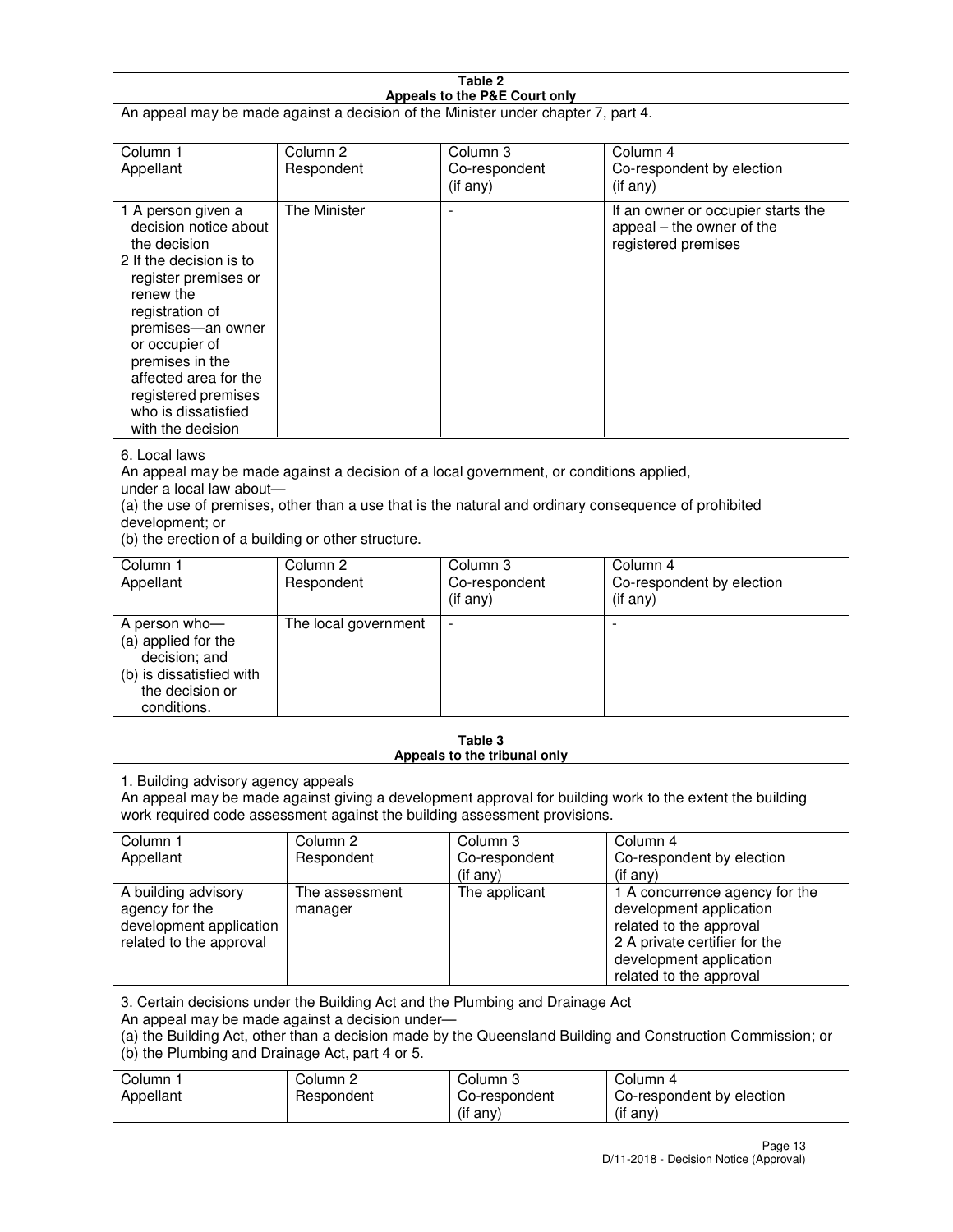**Table 2**
**Appeals to the P&E Court only**

An appeal may be made against a decision of the Minister under chapter 7, part 4.

| Column 1<br>Appellant | Column 2<br>Respondent | Column 3<br>Co-respondent<br>(if any) | Column 4<br>Co-respondent by election<br>(if any) |
|---|---|---|---|
| 1 A person given a decision notice about the decision<br>2 If the decision is to register premises or renew the registration of premises—an owner or occupier of premises in the affected area for the registered premises who is dissatisfied with the decision | The Minister | - | If an owner or occupier starts the appeal – the owner of the registered premises |

6. Local laws

An appeal may be made against a decision of a local government, or conditions applied, under a local law about—

(a) the use of premises, other than a use that is the natural and ordinary consequence of prohibited development; or

(b) the erection of a building or other structure.

| Column 1<br>Appellant | Column 2<br>Respondent | Column 3<br>Co-respondent<br>(if any) | Column 4<br>Co-respondent by election<br>(if any) |
|---|---|---|---|
| A person who—<br>(a) applied for the decision; and<br>(b) is dissatisfied with the decision or conditions. | The local government | - | - |

**Table 3**
**Appeals to the tribunal only**

1. Building advisory agency appeals

An appeal may be made against giving a development approval for building work to the extent the building work required code assessment against the building assessment provisions.

| Column 1<br>Appellant | Column 2<br>Respondent | Column 3<br>Co-respondent<br>(if any) | Column 4<br>Co-respondent by election<br>(if any) |
|---|---|---|---|
| A building advisory agency for the development application related to the approval | The assessment manager | The applicant | 1 A concurrence agency for the development application related to the approval<br>2 A private certifier for the development application related to the approval |

3. Certain decisions under the Building Act and the Plumbing and Drainage Act

An appeal may be made against a decision under—

(a) the Building Act, other than a decision made by the Queensland Building and Construction Commission; or

(b) the Plumbing and Drainage Act, part 4 or 5.

| Column 1<br>Appellant | Column 2<br>Respondent | Column 3<br>Co-respondent<br>(if any) | Column 4<br>Co-respondent by election<br>(if any) |
|---|---|---|---|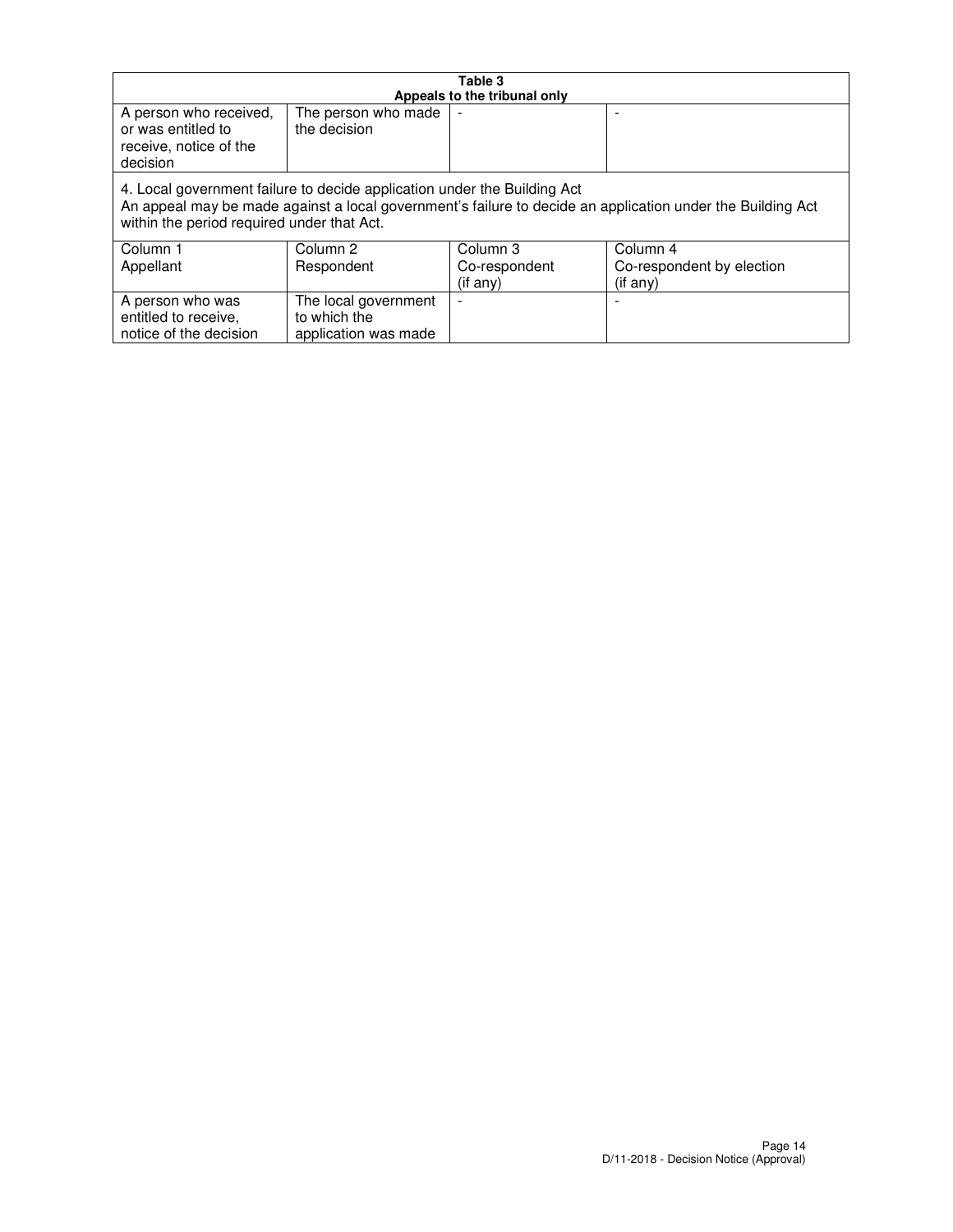| Table 3 Appeals to the tribunal only | | | |
|---|---|---|---|
| A person who received, or was entitled to receive, notice of the decision | The person who made the decision | - | - |

4. Local government failure to decide application under the Building Act
An appeal may be made against a local government's failure to decide an application under the Building Act within the period required under that Act.

| Column 1 Appellant | Column 2 Respondent | Column 3 Co-respondent (if any) | Column 4 Co-respondent by election (if any) |
|---|---|---|---|
| A person who was entitled to receive, notice of the decision | The local government to which the application was made | - | - |